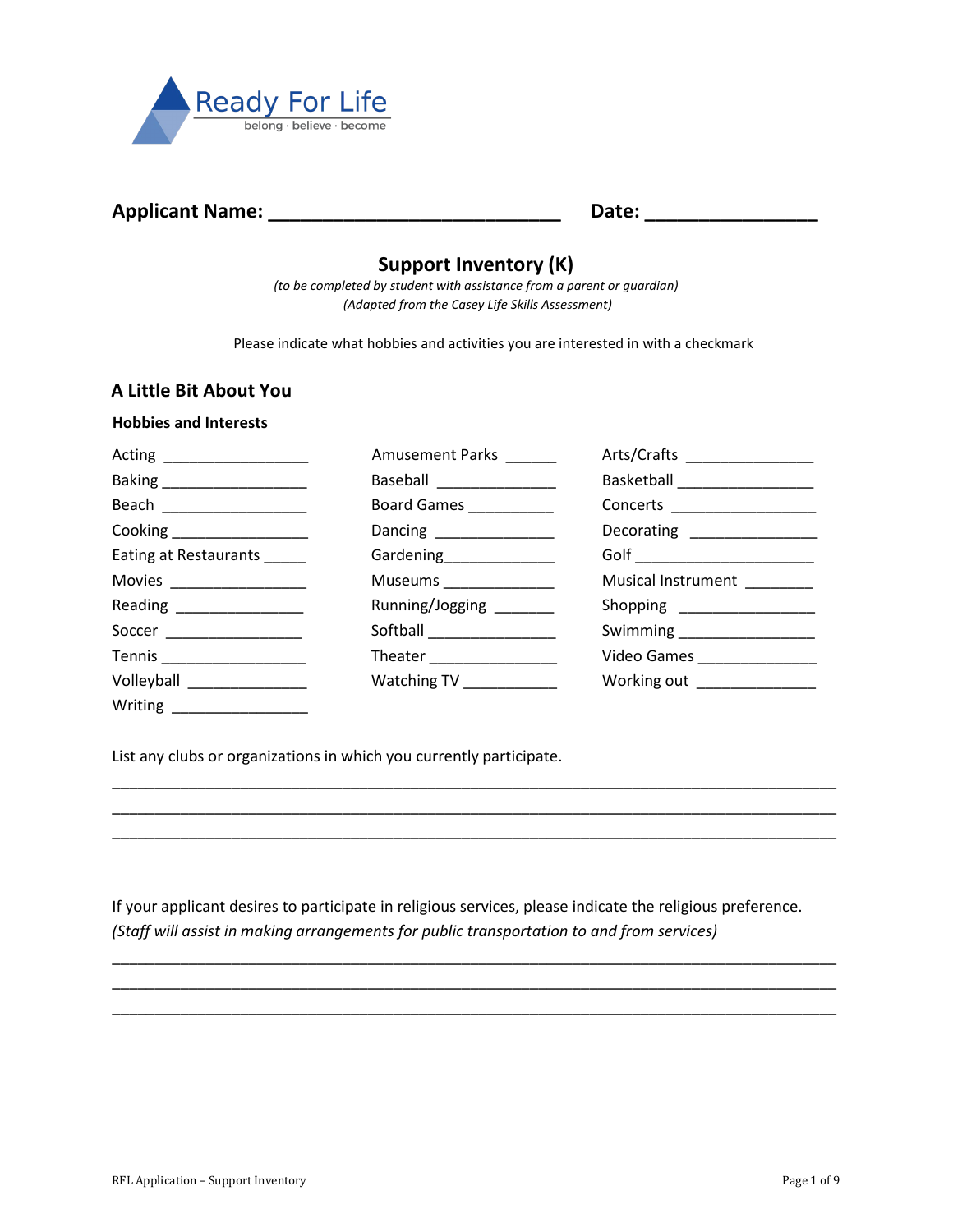Ready For Life
belong · believe · become

**Applicant Name: ___________________________ Date: ________________**

## Support Inventory (K)

*(to be completed by student with assistance from a parent or guardian)*
*(Adapted from the Casey Life Skills Assessment)*

Please indicate what hobbies and activities you are interested in with a checkmark

### A Little Bit About You

**Hobbies and Interests**

| | | |
|---|---|---|
| Acting ________________ | Amusement Parks ______ | Arts/Crafts ______________ |
| Baking ________________ | Baseball _____________ | Basketball _______________ |
| Beach ________________ | Board Games __________ | Concerts ________________ |
| Cooking ________________ | Dancing ______________ | Decorating ______________ |
| Eating at Restaurants _____ | Gardening_____________ | Golf ____________________ |
| Movies ________________ | Museums _____________ | Musical Instrument ________ |
| Reading _______________ | Running/Jogging _______ | Shopping ________________ |
| Soccer ________________ | Softball _______________ | Swimming ________________ |
| Tennis ________________ | Theater _______________ | Video Games ______________ |
| Volleyball ______________ | Watching TV ___________ | Working out ______________ |
| Writing ________________ | | |

List any clubs or organizations in which you currently participate.

________________________________________________________________________________
________________________________________________________________________________
________________________________________________________________________________

If your applicant desires to participate in religious services, please indicate the religious preference.
*(Staff will assist in making arrangements for public transportation to and from services)*

________________________________________________________________________________
________________________________________________________________________________
________________________________________________________________________________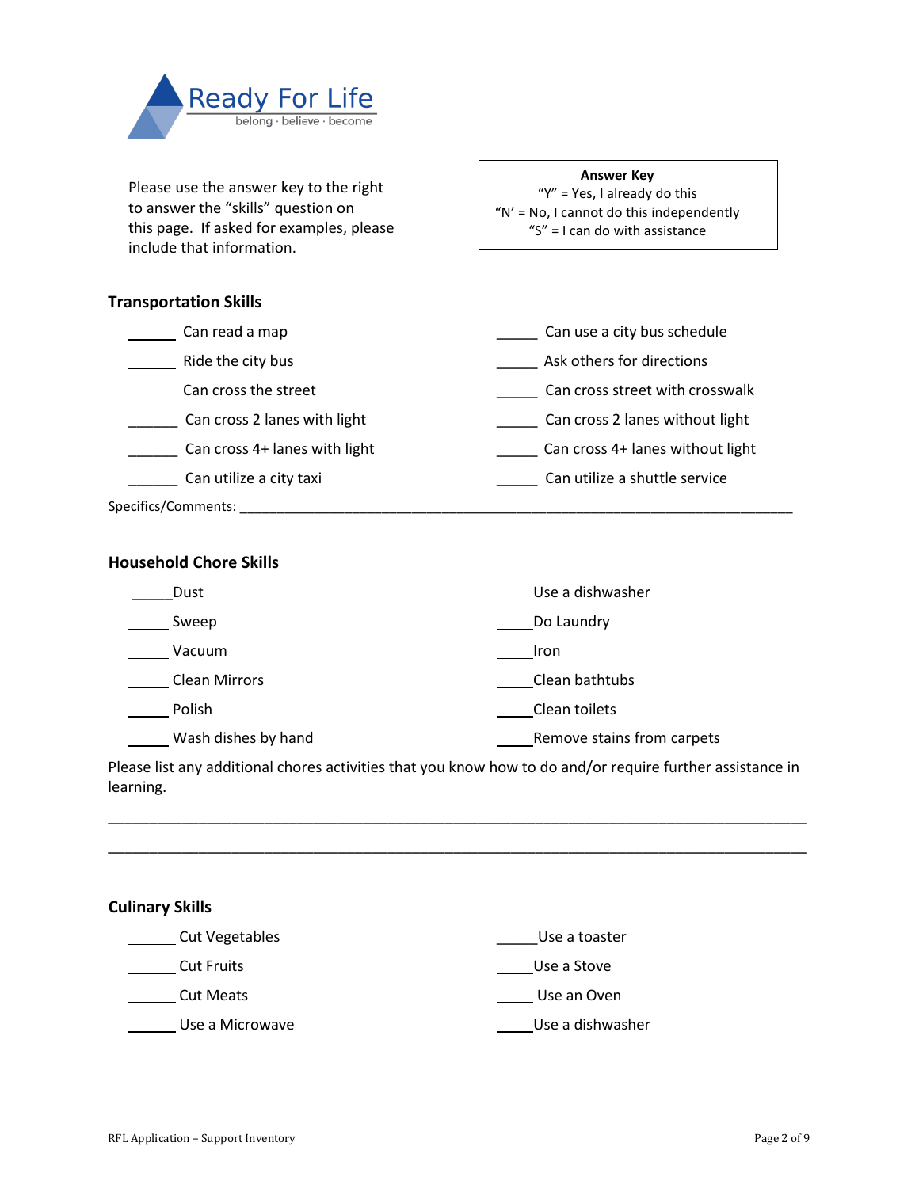Ready For Life
belong · believe · become

Please use the answer key to the right to answer the "skills" question on this page. If asked for examples, please include that information.

**Answer Key**
"Y" = Yes, I already do this
"N' = No, I cannot do this independently
"S" = I can do with assistance

## Transportation Skills

______ Can read a map
______ Ride the city bus
______ Can cross the street
______ Can cross 2 lanes with light
______ Can cross 4+ lanes with light
______ Can utilize a city taxi
_____ Can use a city bus schedule
_____ Ask others for directions
_____ Can cross street with crosswalk
_____ Can cross 2 lanes without light
_____ Can cross 4+ lanes without light
_____ Can utilize a shuttle service

Specifics/Comments: ________________________________________________________________________________

## Household Chore Skills

_____Dust
_____ Sweep
_____ Vacuum
_____ Clean Mirrors
_____ Polish
_____ Wash dishes by hand
_____Use a dishwasher
_____Do Laundry
_____Iron
_____Clean bathtubs
_____Clean toilets
_____Remove stains from carpets

Please list any additional chores activities that you know how to do and/or require further assistance in learning.

________________________________________________________________________________

________________________________________________________________________________

## Culinary Skills

______ Cut Vegetables
______ Cut Fruits
______ Cut Meats
______ Use a Microwave
_____Use a toaster
_____Use a Stove
_____ Use an Oven
_____Use a dishwasher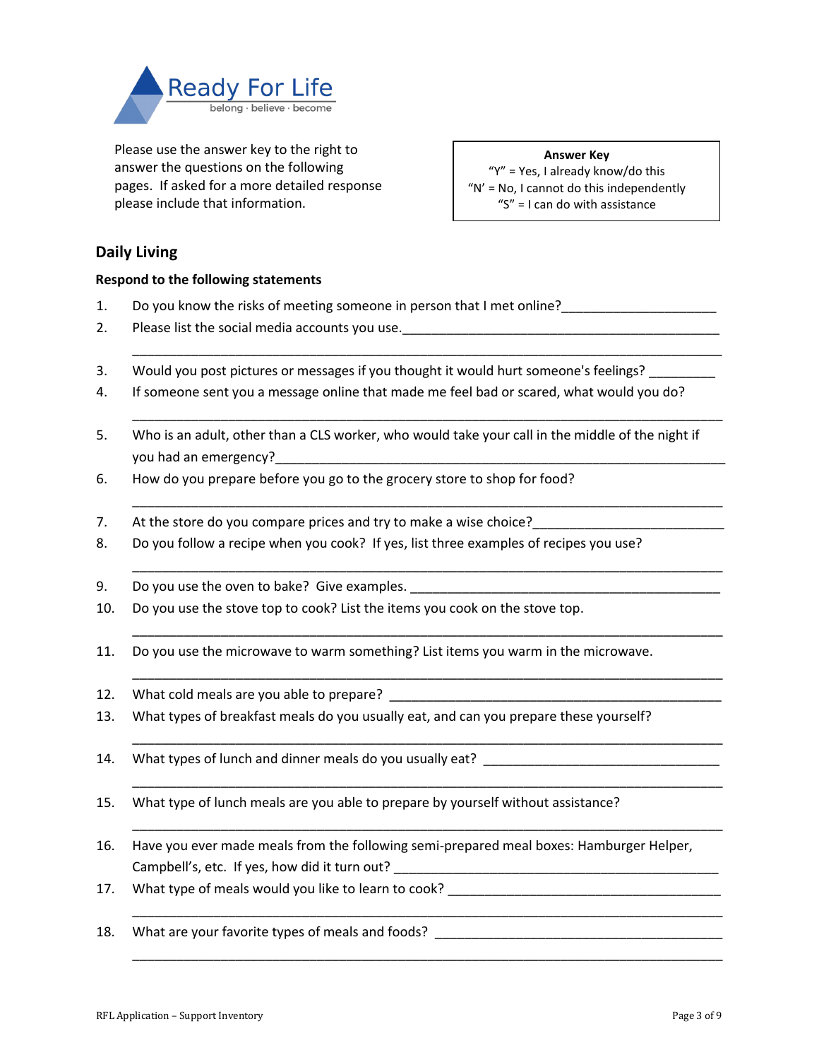Ready For Life
belong · believe · become

Please use the answer key to the right to answer the questions on the following pages. If asked for a more detailed response please include that information.

**Answer Key**
"Y" = Yes, I already know/do this
"N' = No, I cannot do this independently
"S" = I can do with assistance

## Daily Living

**Respond to the following statements**

1. Do you know the risks of meeting someone in person that I met online?____________________
2. Please list the social media accounts you use.____________________________________________
   ________________________________________________________________________________
3. Would you post pictures or messages if you thought it would hurt someone's feelings? _________
4. If someone sent you a message online that made me feel bad or scared, what would you do?
   ________________________________________________________________________________
5. Who is an adult, other than a CLS worker, who would take your call in the middle of the night if you had an emergency?_______________________________________________________________
6. How do you prepare before you go to the grocery store to shop for food?
   ________________________________________________________________________________
7. At the store do you compare prices and try to make a wise choice?_________________________
8. Do you follow a recipe when you cook? If yes, list three examples of recipes you use?
   ________________________________________________________________________________
9. Do you use the oven to bake? Give examples. ____________________________________________
10. Do you use the stove top to cook? List the items you cook on the stove top.
    ________________________________________________________________________________
11. Do you use the microwave to warm something? List items you warm in the microwave.
    ________________________________________________________________________________
12. What cold meals are you able to prepare? ______________________________________________
13. What types of breakfast meals do you usually eat, and can you prepare these yourself?
    ________________________________________________________________________________
14. What types of lunch and dinner meals do you usually eat? ________________________________
    ________________________________________________________________________________
15. What type of lunch meals are you able to prepare by yourself without assistance?
    ________________________________________________________________________________
16. Have you ever made meals from the following semi-prepared meal boxes: Hamburger Helper, Campbell's, etc. If yes, how did it turn out? ___________________________________________
17. What type of meals would you like to learn to cook? _____________________________________
    ________________________________________________________________________________
18. What are your favorite types of meals and foods? _______________________________________
    ________________________________________________________________________________

RFL Application – Support Inventory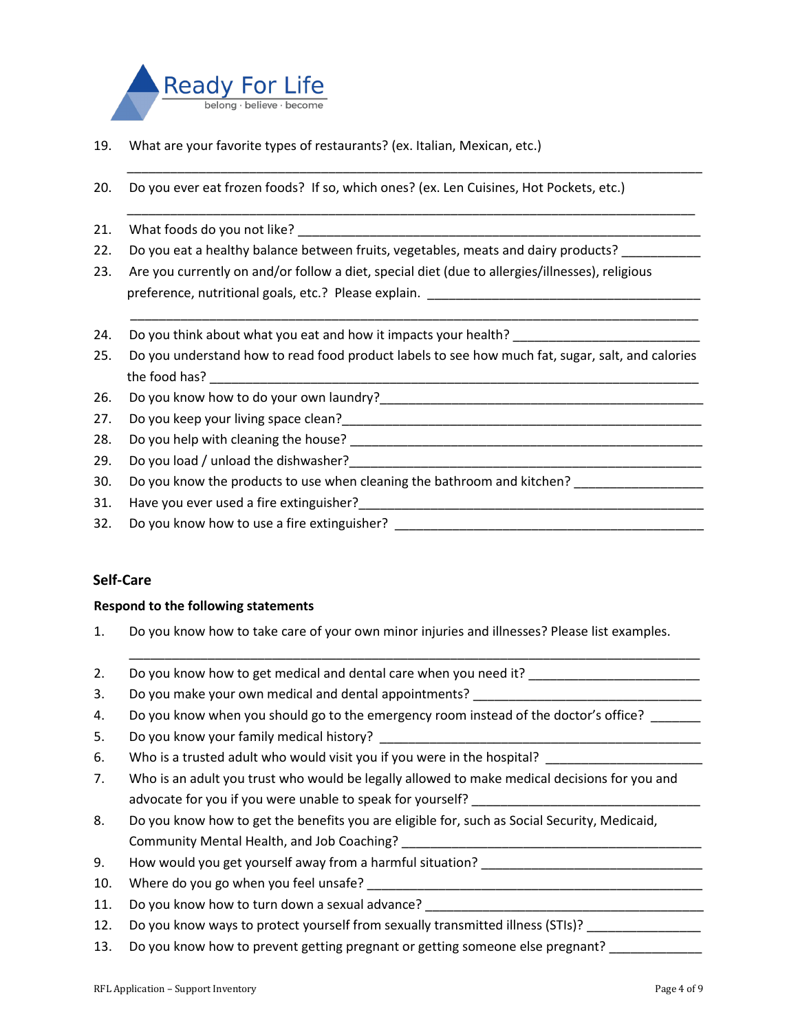19. What are your favorite types of restaurants? (ex. Italian, Mexican, etc.)

    ___________________________________________________________________________

20. Do you ever eat frozen foods? If so, which ones? (ex. Len Cuisines, Hot Pockets, etc.)

    ___________________________________________________________________________

21. What foods do you not like? ________________________________________________
22. Do you eat a healthy balance between fruits, vegetables, meats and dairy products? __________
23. Are you currently on and/or follow a diet, special diet (due to allergies/illnesses), religious preference, nutritional goals, etc.? Please explain. ____________________________________

    ___________________________________________________________________________

24. Do you think about what you eat and how it impacts your health? _______________________
25. Do you understand how to read food product labels to see how much fat, sugar, salt, and calories the food has? ________________________________________________________________
26. Do you know how to do your own laundry?__________________________________________
27. Do you keep your living space clean?_____________________________________________
28. Do you help with cleaning the house? ____________________________________________
29. Do you load / unload the dishwasher?____________________________________________
30. Do you know the products to use when cleaning the bathroom and kitchen? _________________
31. Have you ever used a fire extinguisher?___________________________________________
32. Do you know how to use a fire extinguisher? ________________________________________

## Self-Care

**Respond to the following statements**

1. Do you know how to take care of your own minor injuries and illnesses? Please list examples.

   ___________________________________________________________________________

2. Do you know how to get medical and dental care when you need it? _______________________
3. Do you make your own medical and dental appointments? ______________________________
4. Do you know when you should go to the emergency room instead of the doctor's office? _______
5. Do you know your family medical history? _________________________________________
6. Who is a trusted adult who would visit you if you were in the hospital? ____________________
7. Who is an adult you trust who would be legally allowed to make medical decisions for you and advocate for you if you were unable to speak for yourself? ______________________________
8. Do you know how to get the benefits you are eligible for, such as Social Security, Medicaid, Community Mental Health, and Job Coaching? ________________________________________
9. How would you get yourself away from a harmful situation? ____________________________
10. Where do you go when you feel unsafe? ___________________________________________
11. Do you know how to turn down a sexual advance? ___________________________________
12. Do you know ways to protect yourself from sexually transmitted illness (STIs)? ______________
13. Do you know how to prevent getting pregnant or getting someone else pregnant? ____________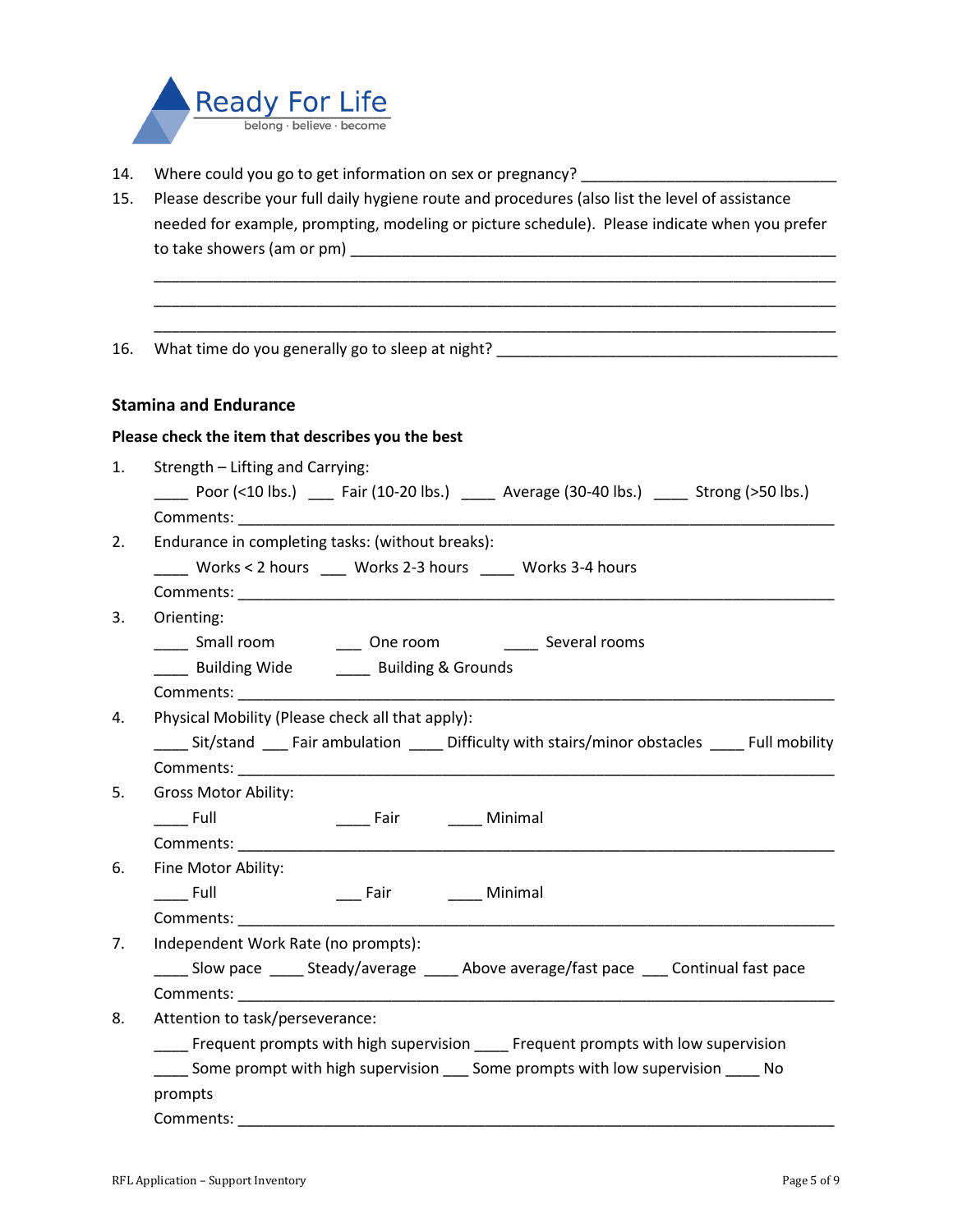14. Where could you go to get information on sex or pregnancy? ______________________________
15. Please describe your full daily hygiene route and procedures (also list the level of assistance needed for example, prompting, modeling or picture schedule). Please indicate when you prefer to take showers (am or pm) ___________________________________________________________
    ________________________________________________________________________________
    ________________________________________________________________________________
    ________________________________________________________________________________
16. What time do you generally go to sleep at night? _________________________________________

## Stamina and Endurance

**Please check the item that describes you the best**

1. Strength – Lifting and Carrying:
   ____ Poor (<10 lbs.) ___ Fair (10-20 lbs.) ____ Average (30-40 lbs.) ____ Strong (>50 lbs.)
   Comments: _____________________________________________________________________
2. Endurance in completing tasks: (without breaks):
   ____ Works < 2 hours ___ Works 2-3 hours ____ Works 3-4 hours
   Comments: _____________________________________________________________________
3. Orienting:
   ____ Small room ___ One room ____ Several rooms
   ____ Building Wide ____ Building & Grounds
   Comments: _____________________________________________________________________
4. Physical Mobility (Please check all that apply):
   ____ Sit/stand ___ Fair ambulation ____ Difficulty with stairs/minor obstacles ____ Full mobility
   Comments: _____________________________________________________________________
5. Gross Motor Ability:
   ____ Full ____ Fair ____ Minimal
   Comments: _____________________________________________________________________
6. Fine Motor Ability:
   ____ Full ___ Fair ____ Minimal
   Comments: _____________________________________________________________________
7. Independent Work Rate (no prompts):
   ____ Slow pace ____ Steady/average ____ Above average/fast pace ___ Continual fast pace
   Comments: _____________________________________________________________________
8. Attention to task/perseverance:
   ____ Frequent prompts with high supervision ____ Frequent prompts with low supervision
   ____ Some prompt with high supervision ___ Some prompts with low supervision ____ No prompts
   Comments: _____________________________________________________________________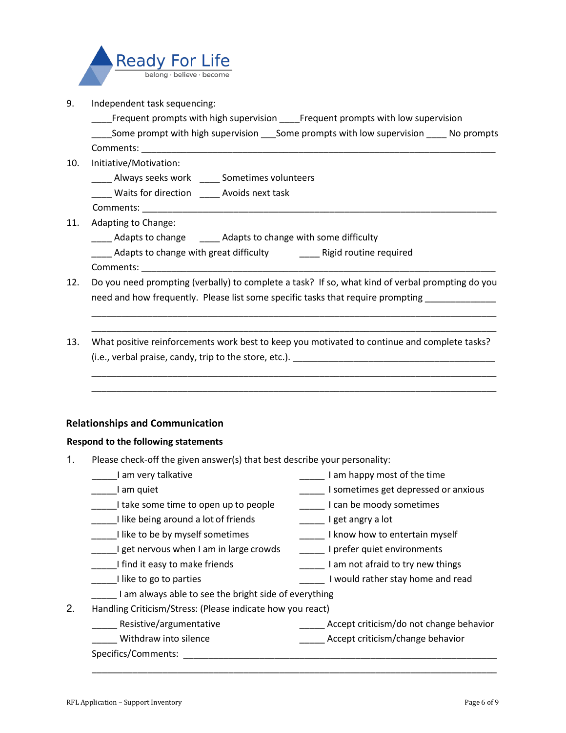9. Independent task sequencing:

   ____Frequent prompts with high supervision ____Frequent prompts with low supervision

   ____Some prompt with high supervision ___Some prompts with low supervision ____ No prompts

   Comments: ______________________________________________________________________

10. Initiative/Motivation:

    ____ Always seeks work ____ Sometimes volunteers

    ____ Waits for direction ____ Avoids next task

    Comments: ______________________________________________________________________

11. Adapting to Change:

    ____ Adapts to change ____ Adapts to change with some difficulty

    ____ Adapts to change with great difficulty ____ Rigid routine required

    Comments: ______________________________________________________________________

12. Do you need prompting (verbally) to complete a task? If so, what kind of verbal prompting do you need and how frequently. Please list some specific tasks that require prompting ______________

    ______________________________________________________________________________

    ______________________________________________________________________________

13. What positive reinforcements work best to keep you motivated to continue and complete tasks? (i.e., verbal praise, candy, trip to the store, etc.). ________________________________________

    ______________________________________________________________________________

    ______________________________________________________________________________

## Relationships and Communication

**Respond to the following statements**

1. Please check-off the given answer(s) that best describe your personality:

   _____I am very talkative

   _____I am quiet

   _____I take some time to open up to people

   _____I like being around a lot of friends

   _____I like to be by myself sometimes

   _____I get nervous when I am in large crowds

   _____I find it easy to make friends

   _____I like to go to parties

   _____ I am happy most of the time

   _____ I sometimes get depressed or anxious

   _____ I can be moody sometimes

   _____ I get angry a lot

   _____ I know how to entertain myself

   _____ I prefer quiet environments

   _____ I am not afraid to try new things

   _____ I would rather stay home and read

   _____ I am always able to see the bright side of everything

2. Handling Criticism/Stress: (Please indicate how you react)

   _____ Resistive/argumentative

   _____ Withdraw into silence

   _____ Accept criticism/do not change behavior

   _____ Accept criticism/change behavior

   Specifics/Comments: __________________________________________________________

   ______________________________________________________________________________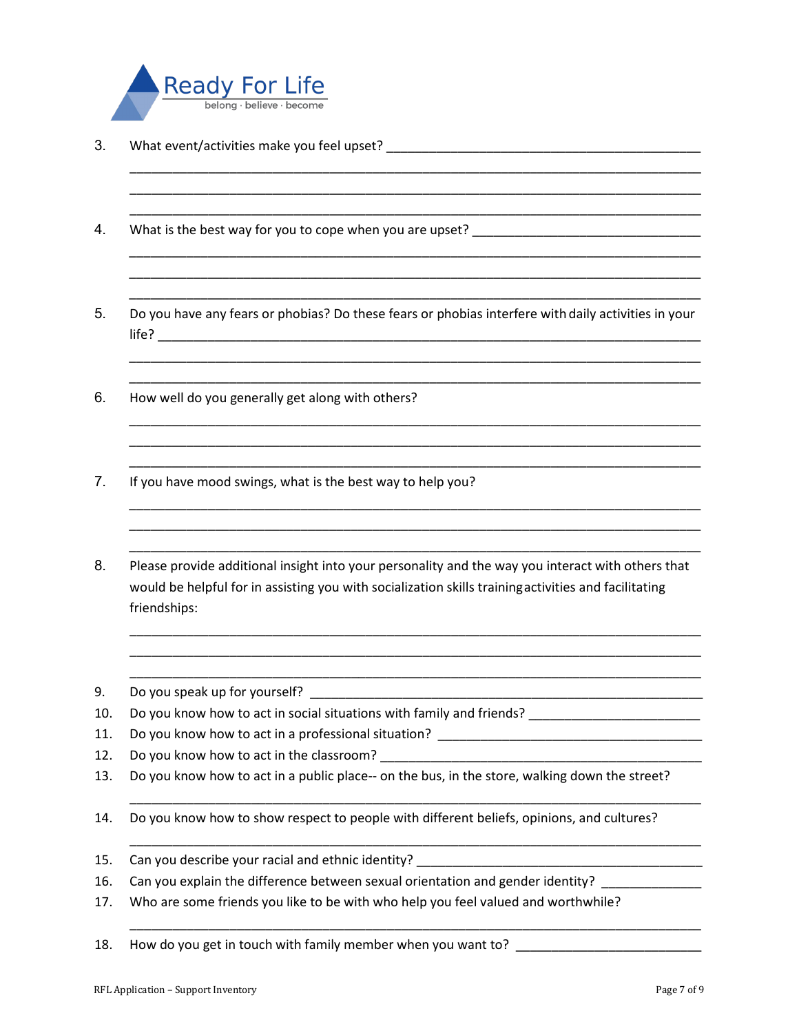Ready For Life
belong · believe · become

3. What event/activities make you feel upset? ____________________________________________

______________________________________________________________________________

______________________________________________________________________________

______________________________________________________________________________

4. What is the best way for you to cope when you are upset? _______________________________

______________________________________________________________________________

______________________________________________________________________________

______________________________________________________________________________

5. Do you have any fears or phobias? Do these fears or phobias interfere with daily activities in your life? ______________________________________________________________________

______________________________________________________________________________

______________________________________________________________________________

6. How well do you generally get along with others?

______________________________________________________________________________

______________________________________________________________________________

______________________________________________________________________________

7. If you have mood swings, what is the best way to help you?

______________________________________________________________________________

______________________________________________________________________________

______________________________________________________________________________

8. Please provide additional insight into your personality and the way you interact with others that would be helpful for in assisting you with socialization skills training activities and facilitating friendships:

______________________________________________________________________________

______________________________________________________________________________

______________________________________________________________________________

9. Do you speak up for yourself? _______________________________________________________
10. Do you know how to act in social situations with family and friends? _______________________
11. Do you know how to act in a professional situation? ___________________________________
12. Do you know how to act in the classroom? ___________________________________________
13. Do you know how to act in a public place-- on the bus, in the store, walking down the street?

______________________________________________________________________________

14. Do you know how to show respect to people with different beliefs, opinions, and cultures?

______________________________________________________________________________

15. Can you describe your racial and ethnic identity? _______________________________________
16. Can you explain the difference between sexual orientation and gender identity? _____________
17. Who are some friends you like to be with who help you feel valued and worthwhile?

______________________________________________________________________________

18. How do you get in touch with family member when you want to? __________________________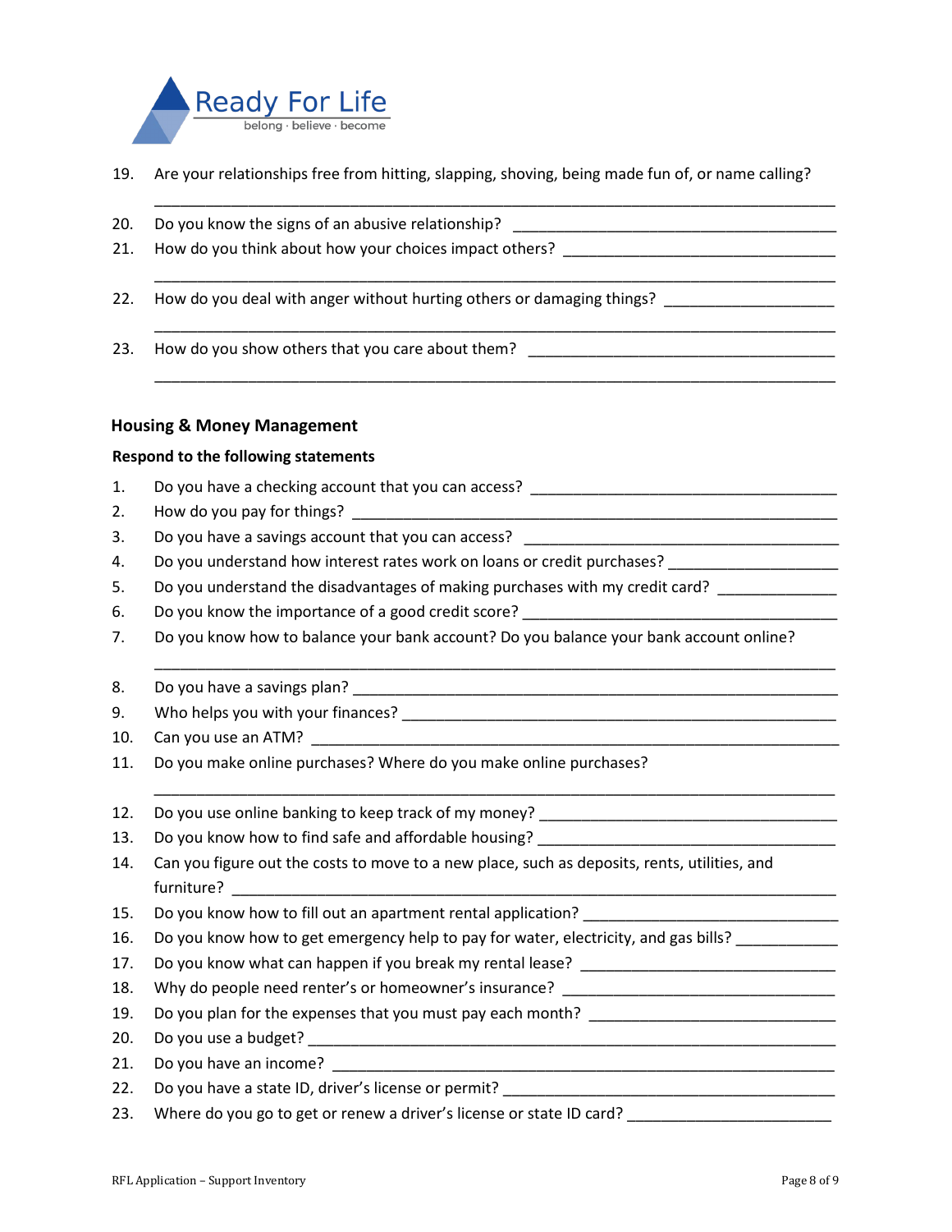19. Are your relationships free from hitting, slapping, shoving, being made fun of, or name calling? ______________________________________________________________________________
20. Do you know the signs of an abusive relationship? ________________________________________
21. How do you think about how your choices impact others? ___________________________________ ______________________________________________________________________________
22. How do you deal with anger without hurting others or damaging things? ____________________ ______________________________________________________________________________
23. How do you show others that you care about them? _____________________________________ ______________________________________________________________________________

### Housing & Money Management

**Respond to the following statements**

1. Do you have a checking account that you can access? ___________________________________
2. How do you pay for things? __________________________________________________________
3. Do you have a savings account that you can access? ____________________________________
4. Do you understand how interest rates work on loans or credit purchases? ___________________
5. Do you understand the disadvantages of making purchases with my credit card? _____________
6. Do you know the importance of a good credit score? ____________________________________
7. Do you know how to balance your bank account? Do you balance your bank account online? ______________________________________________________________________________
8. Do you have a savings plan? __________________________________________________________
9. Who helps you with your finances? ____________________________________________________
10. Can you use an ATM? ______________________________________________________________
11. Do you make online purchases? Where do you make online purchases? ______________________________________________________________________________
12. Do you use online banking to keep track of my money? __________________________________
13. Do you know how to find safe and affordable housing? __________________________________
14. Can you figure out the costs to move to a new place, such as deposits, rents, utilities, and furniture? ________________________________________________________________________
15. Do you know how to fill out an apartment rental application? ____________________________
16. Do you know how to get emergency help to pay for water, electricity, and gas bills? ___________
17. Do you know what can happen if you break my rental lease? _____________________________
18. Why do people need renter's or homeowner's insurance? ________________________________
19. Do you plan for the expenses that you must pay each month? ____________________________
20. Do you use a budget? ______________________________________________________________
21. Do you have an income? ____________________________________________________________
22. Do you have a state ID, driver's license or permit? ______________________________________
23. Where do you go to get or renew a driver's license or state ID card? ________________________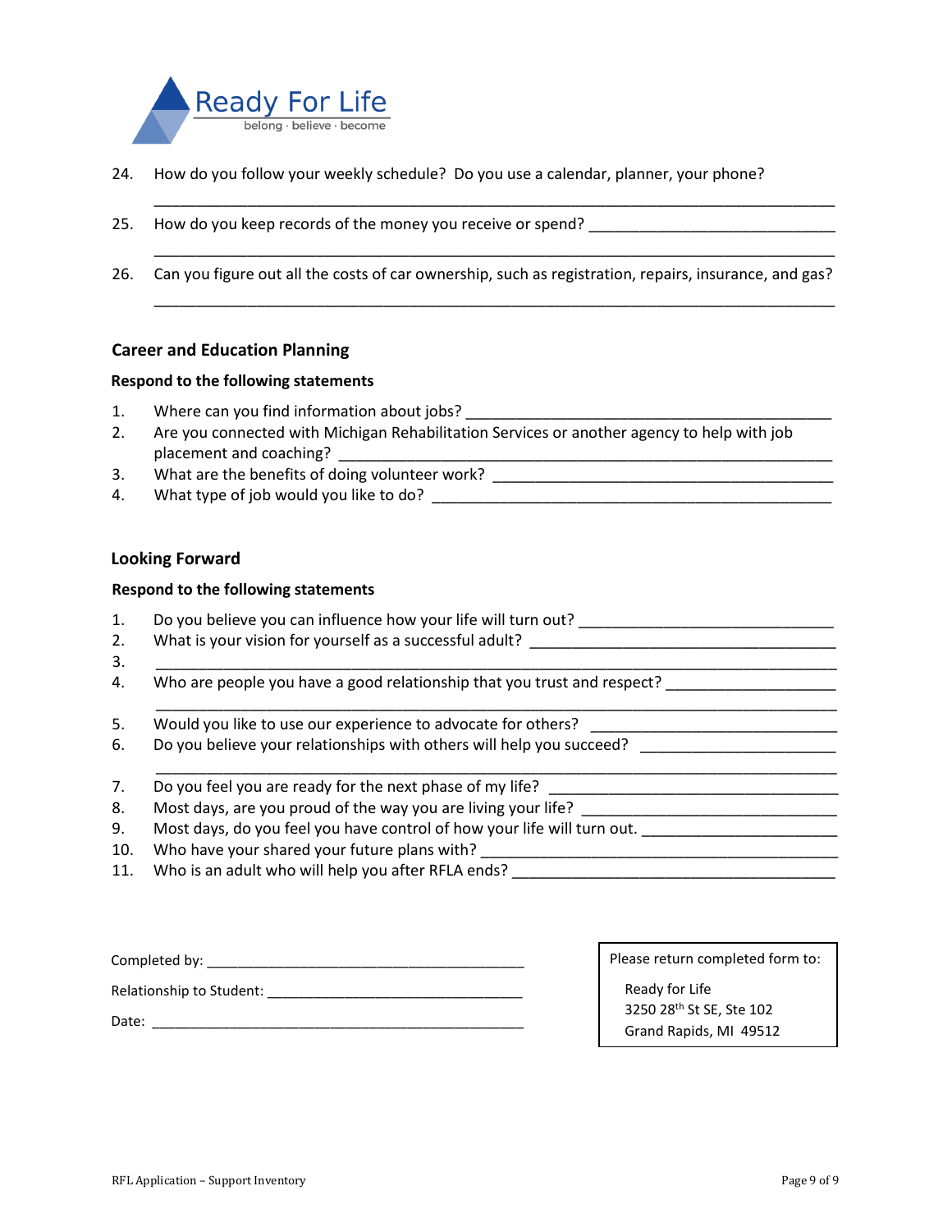Ready For Life
belong · believe · become

24. How do you follow your weekly schedule? Do you use a calendar, planner, your phone?

______________________________________________________________________________

25. How do you keep records of the money you receive or spend? ______________________________

______________________________________________________________________________

26. Can you figure out all the costs of car ownership, such as registration, repairs, insurance, and gas?

______________________________________________________________________________

### Career and Education Planning

**Respond to the following statements**

1. Where can you find information about jobs? ____________________________________________
2. Are you connected with Michigan Rehabilitation Services or another agency to help with job placement and coaching? ________________________________________________________
3. What are the benefits of doing volunteer work? _________________________________________
4. What type of job would you like to do? _______________________________________________

### Looking Forward

**Respond to the following statements**

1. Do you believe you can influence how your life will turn out? _______________________________
2. What is your vision for yourself as a successful adult? ___________________________________
3. ______________________________________________________________________________
4. Who are people you have a good relationship that you trust and respect? ____________________
   ______________________________________________________________________________
5. Would you like to use our experience to advocate for others? ______________________________
6. Do you believe your relationships with others will help you succeed? _______________________
   ______________________________________________________________________________
7. Do you feel you are ready for the next phase of my life? __________________________________
8. Most days, are you proud of the way you are living your life? ______________________________
9. Most days, do you feel you have control of how your life will turn out. ______________________
10. Who have your shared your future plans with? __________________________________________
11. Who is an adult who will help you after RFLA ends? ______________________________________

Completed by: __________________________________________

Relationship to Student: __________________________________

Date: ___________________________________________________

Please return completed form to:

Ready for Life
3250 28th St SE, Ste 102
Grand Rapids, MI 49512